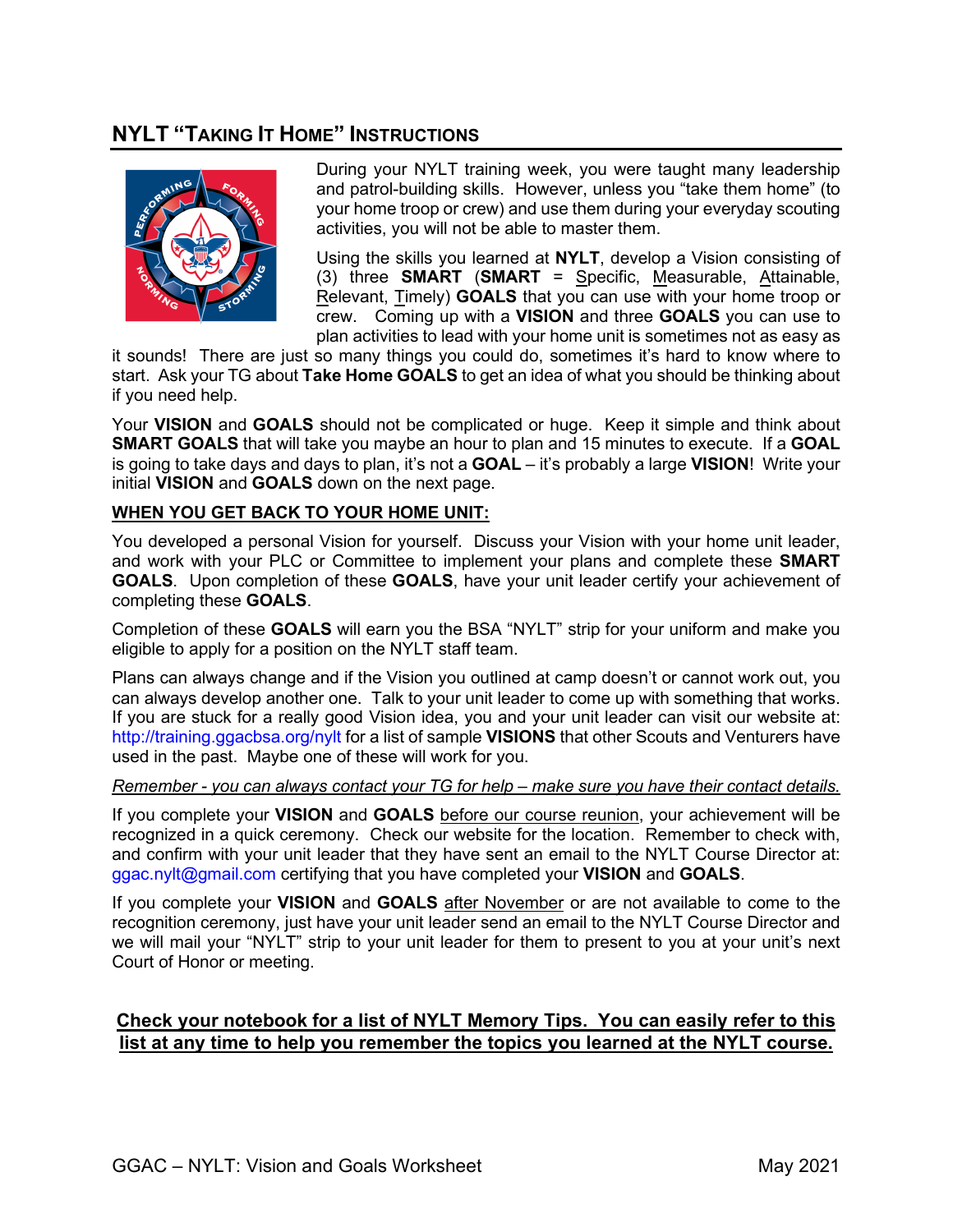## NYLT "Taking It Home" Instructions

During your NYLT training week, you were taught many leadership and patrol-building skills. However, unless you "take them home" (to your home troop or crew) and use them during your everyday scouting activities, you will not be able to master them.

Using the skills you learned at **NYLT**, develop a Vision consisting of (3) three **SMART** (**SMART** = Specific, Measurable, Attainable, Relevant, Timely) **GOALS** that you can use with your home troop or crew. Coming up with a **VISION** and three **GOALS** you can use to plan activities to lead with your home unit is sometimes not as easy as it sounds! There are just so many things you could do, sometimes it's hard to know where to start. Ask your TG about **Take Home GOALS** to get an idea of what you should be thinking about if you need help.

Your **VISION** and **GOALS** should not be complicated or huge. Keep it simple and think about **SMART GOALS** that will take you maybe an hour to plan and 15 minutes to execute. If a **GOAL** is going to take days and days to plan, it's not a **GOAL** – it's probably a large **VISION**! Write your initial **VISION** and **GOALS** down on the next page.

**WHEN YOU GET BACK TO YOUR HOME UNIT:**

You developed a personal Vision for yourself. Discuss your Vision with your home unit leader, and work with your PLC or Committee to implement your plans and complete these **SMART GOALS**. Upon completion of these **GOALS**, have your unit leader certify your achievement of completing these **GOALS**.

Completion of these **GOALS** will earn you the BSA "NYLT" strip for your uniform and make you eligible to apply for a position on the NYLT staff team.

Plans can always change and if the Vision you outlined at camp doesn't or cannot work out, you can always develop another one. Talk to your unit leader to come up with something that works. If you are stuck for a really good Vision idea, you and your unit leader can visit our website at: http://training.ggacbsa.org/nylt for a list of sample **VISIONS** that other Scouts and Venturers have used in the past. Maybe one of these will work for you.

*Remember - you can always contact your TG for help – make sure you have their contact details.*

If you complete your **VISION** and **GOALS** before our course reunion, your achievement will be recognized in a quick ceremony. Check our website for the location. Remember to check with, and confirm with your unit leader that they have sent an email to the NYLT Course Director at: ggac.nylt@gmail.com certifying that you have completed your **VISION** and **GOALS**.

If you complete your **VISION** and **GOALS** after November or are not available to come to the recognition ceremony, just have your unit leader send an email to the NYLT Course Director and we will mail your "NYLT" strip to your unit leader for them to present to you at your unit's next Court of Honor or meeting.

**Check your notebook for a list of NYLT Memory Tips. You can easily refer to this list at any time to help you remember the topics you learned at the NYLT course.**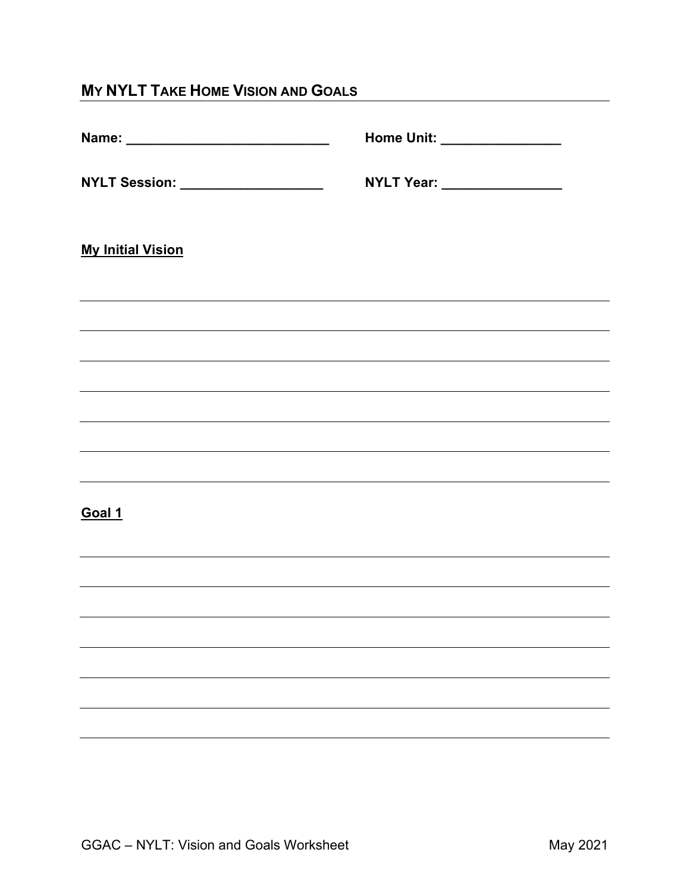## My NYLT Take Home Vision and Goals

**Name:** ___________________________ **Home Unit:** ________________

**NYLT Session:** ___________________ **NYLT Year:** ________________

**My Initial Vision**

______________________________________________________________________

______________________________________________________________________

______________________________________________________________________

______________________________________________________________________

______________________________________________________________________

______________________________________________________________________

**Goal 1**

______________________________________________________________________

______________________________________________________________________

______________________________________________________________________

______________________________________________________________________

______________________________________________________________________

______________________________________________________________________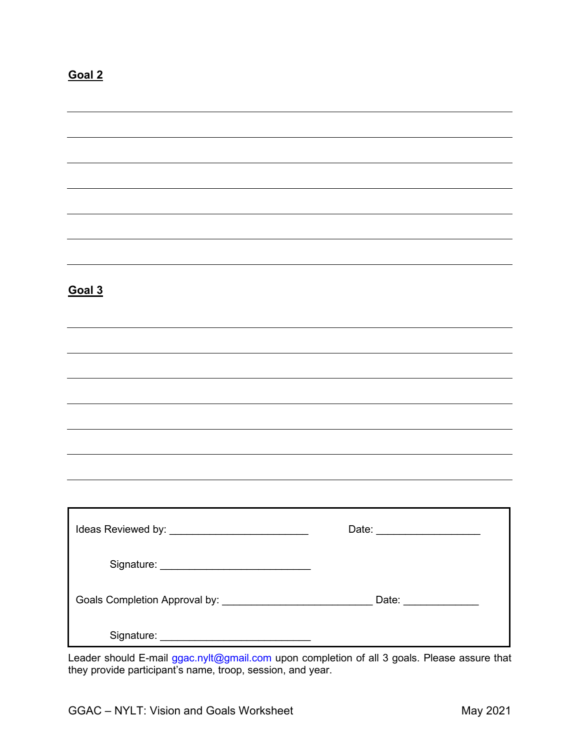**Goal 2**

\_\_\_\_\_\_\_\_\_\_\_\_\_\_\_\_\_\_\_\_\_\_\_\_\_\_\_\_\_\_\_\_\_\_\_\_\_\_\_\_\_\_\_\_\_\_\_\_\_\_\_\_\_\_\_\_\_\_\_\_\_\_\_\_\_\_\_\_\_\_

\_\_\_\_\_\_\_\_\_\_\_\_\_\_\_\_\_\_\_\_\_\_\_\_\_\_\_\_\_\_\_\_\_\_\_\_\_\_\_\_\_\_\_\_\_\_\_\_\_\_\_\_\_\_\_\_\_\_\_\_\_\_\_\_\_\_\_\_\_\_

\_\_\_\_\_\_\_\_\_\_\_\_\_\_\_\_\_\_\_\_\_\_\_\_\_\_\_\_\_\_\_\_\_\_\_\_\_\_\_\_\_\_\_\_\_\_\_\_\_\_\_\_\_\_\_\_\_\_\_\_\_\_\_\_\_\_\_\_\_\_

\_\_\_\_\_\_\_\_\_\_\_\_\_\_\_\_\_\_\_\_\_\_\_\_\_\_\_\_\_\_\_\_\_\_\_\_\_\_\_\_\_\_\_\_\_\_\_\_\_\_\_\_\_\_\_\_\_\_\_\_\_\_\_\_\_\_\_\_\_\_

\_\_\_\_\_\_\_\_\_\_\_\_\_\_\_\_\_\_\_\_\_\_\_\_\_\_\_\_\_\_\_\_\_\_\_\_\_\_\_\_\_\_\_\_\_\_\_\_\_\_\_\_\_\_\_\_\_\_\_\_\_\_\_\_\_\_\_\_\_\_

\_\_\_\_\_\_\_\_\_\_\_\_\_\_\_\_\_\_\_\_\_\_\_\_\_\_\_\_\_\_\_\_\_\_\_\_\_\_\_\_\_\_\_\_\_\_\_\_\_\_\_\_\_\_\_\_\_\_\_\_\_\_\_\_\_\_\_\_\_\_

\_\_\_\_\_\_\_\_\_\_\_\_\_\_\_\_\_\_\_\_\_\_\_\_\_\_\_\_\_\_\_\_\_\_\_\_\_\_\_\_\_\_\_\_\_\_\_\_\_\_\_\_\_\_\_\_\_\_\_\_\_\_\_\_\_\_\_\_\_\_

**Goal 3**

\_\_\_\_\_\_\_\_\_\_\_\_\_\_\_\_\_\_\_\_\_\_\_\_\_\_\_\_\_\_\_\_\_\_\_\_\_\_\_\_\_\_\_\_\_\_\_\_\_\_\_\_\_\_\_\_\_\_\_\_\_\_\_\_\_\_\_\_\_\_

\_\_\_\_\_\_\_\_\_\_\_\_\_\_\_\_\_\_\_\_\_\_\_\_\_\_\_\_\_\_\_\_\_\_\_\_\_\_\_\_\_\_\_\_\_\_\_\_\_\_\_\_\_\_\_\_\_\_\_\_\_\_\_\_\_\_\_\_\_\_

\_\_\_\_\_\_\_\_\_\_\_\_\_\_\_\_\_\_\_\_\_\_\_\_\_\_\_\_\_\_\_\_\_\_\_\_\_\_\_\_\_\_\_\_\_\_\_\_\_\_\_\_\_\_\_\_\_\_\_\_\_\_\_\_\_\_\_\_\_\_

\_\_\_\_\_\_\_\_\_\_\_\_\_\_\_\_\_\_\_\_\_\_\_\_\_\_\_\_\_\_\_\_\_\_\_\_\_\_\_\_\_\_\_\_\_\_\_\_\_\_\_\_\_\_\_\_\_\_\_\_\_\_\_\_\_\_\_\_\_\_

\_\_\_\_\_\_\_\_\_\_\_\_\_\_\_\_\_\_\_\_\_\_\_\_\_\_\_\_\_\_\_\_\_\_\_\_\_\_\_\_\_\_\_\_\_\_\_\_\_\_\_\_\_\_\_\_\_\_\_\_\_\_\_\_\_\_\_\_\_\_

\_\_\_\_\_\_\_\_\_\_\_\_\_\_\_\_\_\_\_\_\_\_\_\_\_\_\_\_\_\_\_\_\_\_\_\_\_\_\_\_\_\_\_\_\_\_\_\_\_\_\_\_\_\_\_\_\_\_\_\_\_\_\_\_\_\_\_\_\_\_

\_\_\_\_\_\_\_\_\_\_\_\_\_\_\_\_\_\_\_\_\_\_\_\_\_\_\_\_\_\_\_\_\_\_\_\_\_\_\_\_\_\_\_\_\_\_\_\_\_\_\_\_\_\_\_\_\_\_\_\_\_\_\_\_\_\_\_\_\_\_

Ideas Reviewed by: \_\_\_\_\_\_\_\_\_\_\_\_\_\_\_\_\_\_\_\_\_\_\_\_ Date: \_\_\_\_\_\_\_\_\_\_\_\_\_\_\_\_\_\_

Signature: \_\_\_\_\_\_\_\_\_\_\_\_\_\_\_\_\_\_\_\_\_\_\_\_\_\_

Goals Completion Approval by: \_\_\_\_\_\_\_\_\_\_\_\_\_\_\_\_\_\_\_\_\_\_\_\_\_\_ Date: \_\_\_\_\_\_\_\_\_\_\_\_\_

Signature: \_\_\_\_\_\_\_\_\_\_\_\_\_\_\_\_\_\_\_\_\_\_\_\_\_\_

Leader should E-mail ggac.nylt@gmail.com upon completion of all 3 goals. Please assure that they provide participant's name, troop, session, and year.